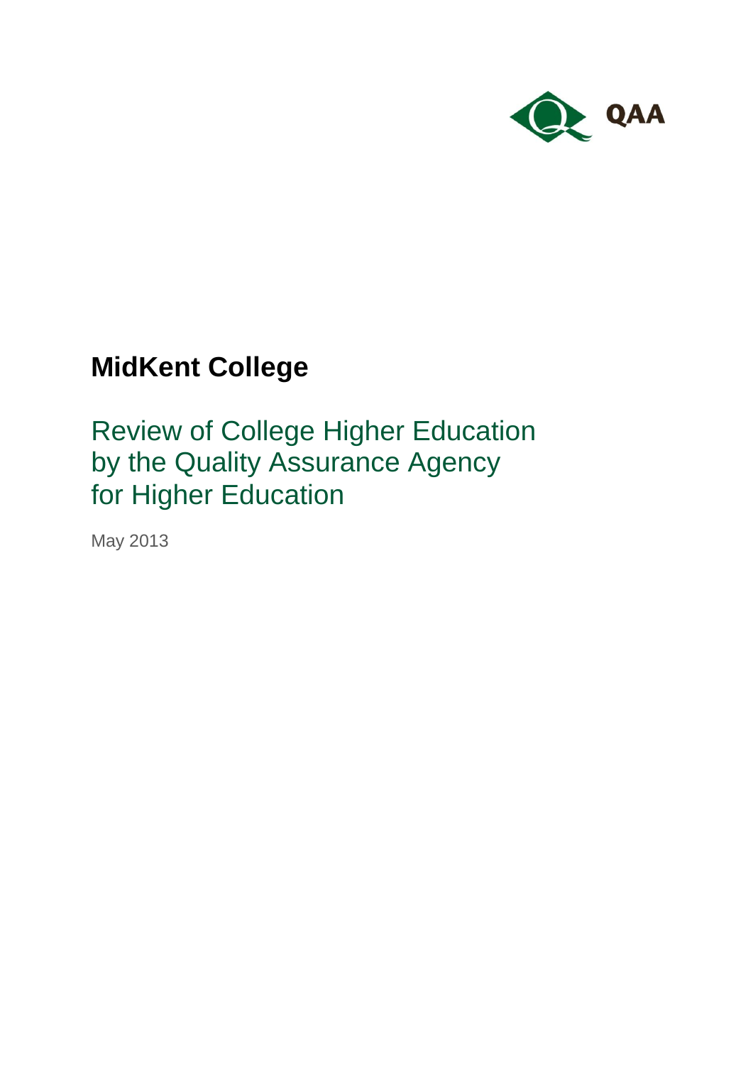QAA

# MidKent College

## Review of College Higher Education by the Quality Assurance Agency for Higher Education

May 2013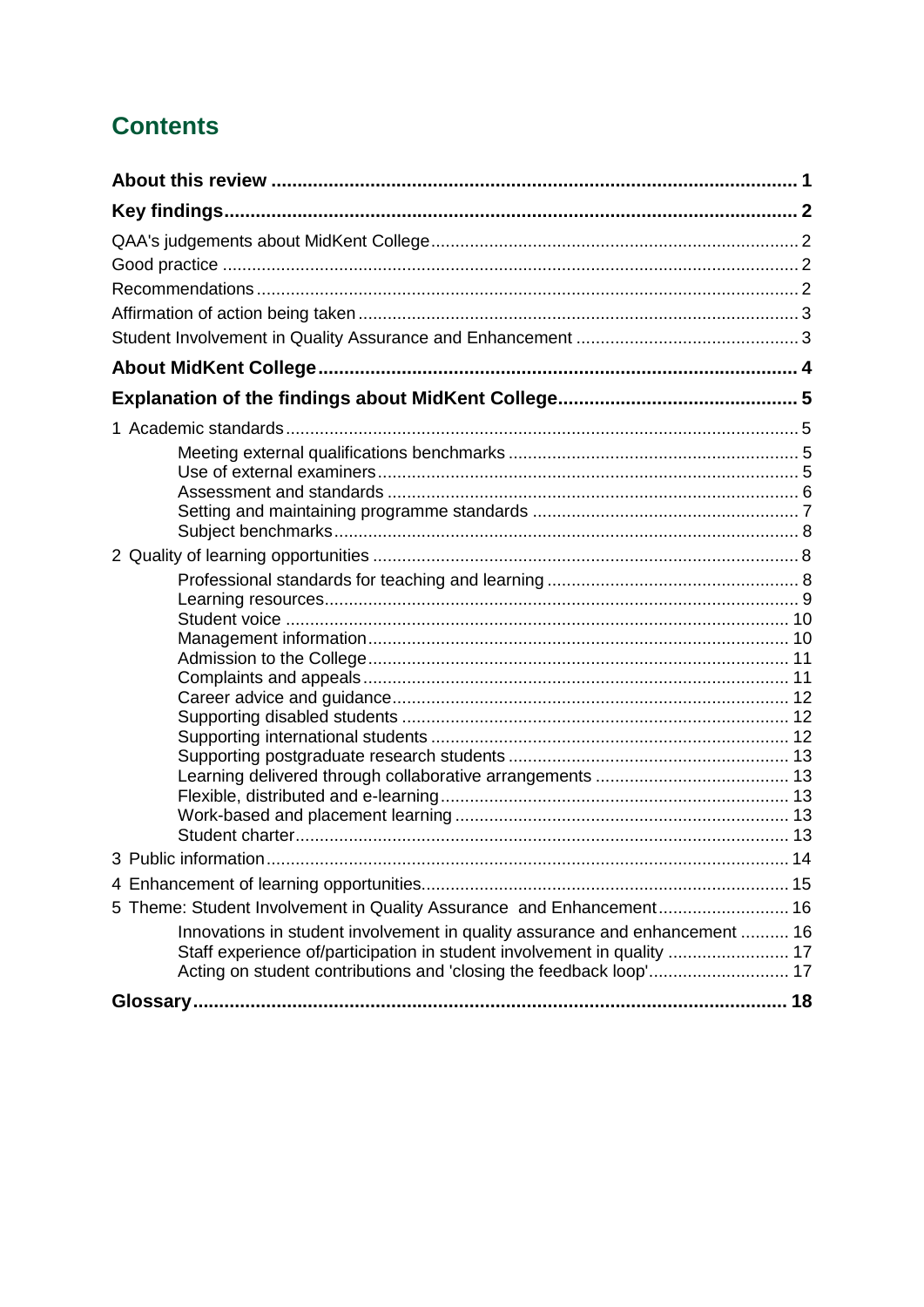## Contents

**About this review** ..... **1**

**Key findings** ..... **2**

QAA's judgements about MidKent College ..... 2
Good practice ..... 2
Recommendations ..... 2
Affirmation of action being taken ..... 3
Student Involvement in Quality Assurance and Enhancement ..... 3

**About MidKent College** ..... **4**

**Explanation of the findings about MidKent College** ..... **5**

1 Academic standards ..... 5
- Meeting external qualifications benchmarks ..... 5
- Use of external examiners ..... 5
- Assessment and standards ..... 6
- Setting and maintaining programme standards ..... 7
- Subject benchmarks ..... 8

2 Quality of learning opportunities ..... 8
- Professional standards for teaching and learning ..... 8
- Learning resources ..... 9
- Student voice ..... 10
- Management information ..... 10
- Admission to the College ..... 11
- Complaints and appeals ..... 11
- Career advice and guidance ..... 12
- Supporting disabled students ..... 12
- Supporting international students ..... 12
- Supporting postgraduate research students ..... 13
- Learning delivered through collaborative arrangements ..... 13
- Flexible, distributed and e-learning ..... 13
- Work-based and placement learning ..... 13
- Student charter ..... 13

3 Public information ..... 14

4 Enhancement of learning opportunities ..... 15

5 Theme: Student Involvement in Quality Assurance and Enhancement ..... 16
- Innovations in student involvement in quality assurance and enhancement ..... 16
- Staff experience of/participation in student involvement in quality ..... 17
- Acting on student contributions and 'closing the feedback loop' ..... 17

**Glossary** ..... **18**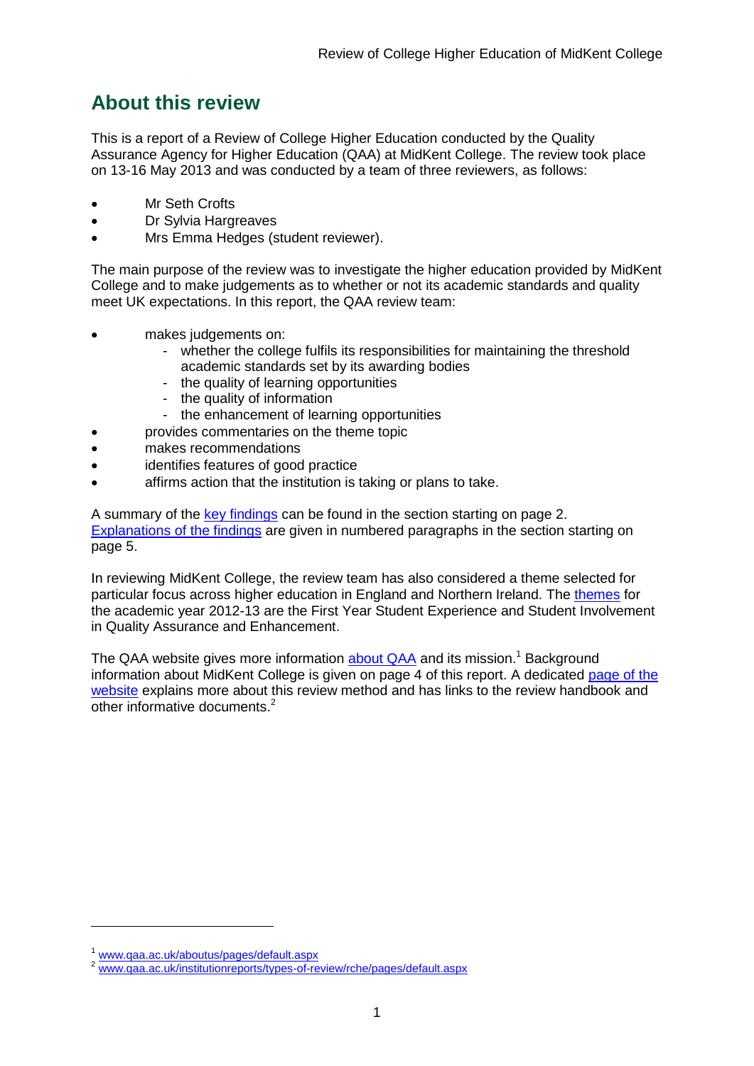## About this review

This is a report of a Review of College Higher Education conducted by the Quality Assurance Agency for Higher Education (QAA) at MidKent College. The review took place on 13-16 May 2013 and was conducted by a team of three reviewers, as follows:

- Mr Seth Crofts
- Dr Sylvia Hargreaves
- Mrs Emma Hedges (student reviewer).

The main purpose of the review was to investigate the higher education provided by MidKent College and to make judgements as to whether or not its academic standards and quality meet UK expectations. In this report, the QAA review team:

- makes judgements on:
  - whether the college fulfils its responsibilities for maintaining the threshold academic standards set by its awarding bodies
  - the quality of learning opportunities
  - the quality of information
  - the enhancement of learning opportunities
- provides commentaries on the theme topic
- makes recommendations
- identifies features of good practice
- affirms action that the institution is taking or plans to take.

A summary of the key findings can be found in the section starting on page 2. Explanations of the findings are given in numbered paragraphs in the section starting on page 5.

In reviewing MidKent College, the review team has also considered a theme selected for particular focus across higher education in England and Northern Ireland. The themes for the academic year 2012-13 are the First Year Student Experience and Student Involvement in Quality Assurance and Enhancement.

The QAA website gives more information about QAA and its mission.[1] Background information about MidKent College is given on page 4 of this report. A dedicated page of the website explains more about this review method and has links to the review handbook and other informative documents.[2]

---

[1] www.qaa.ac.uk/aboutus/pages/default.aspx

[2] www.qaa.ac.uk/institutionreports/types-of-review/rche/pages/default.aspx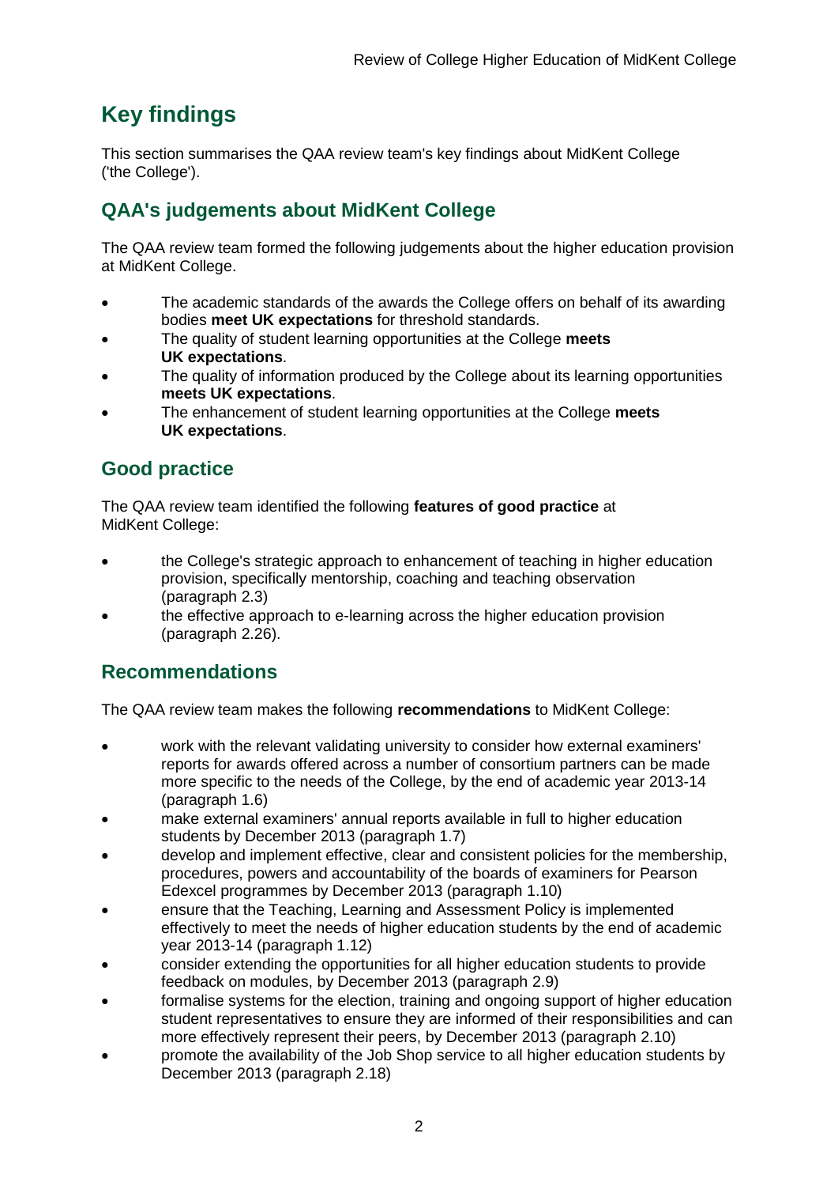# Key findings

This section summarises the QAA review team's key findings about MidKent College ('the College').

## QAA's judgements about MidKent College

The QAA review team formed the following judgements about the higher education provision at MidKent College.

- The academic standards of the awards the College offers on behalf of its awarding bodies **meet UK expectations** for threshold standards.
- The quality of student learning opportunities at the College **meets UK expectations**.
- The quality of information produced by the College about its learning opportunities **meets UK expectations**.
- The enhancement of student learning opportunities at the College **meets UK expectations**.

## Good practice

The QAA review team identified the following **features of good practice** at MidKent College:

- the College's strategic approach to enhancement of teaching in higher education provision, specifically mentorship, coaching and teaching observation (paragraph 2.3)
- the effective approach to e-learning across the higher education provision (paragraph 2.26).

## Recommendations

The QAA review team makes the following **recommendations** to MidKent College:

- work with the relevant validating university to consider how external examiners' reports for awards offered across a number of consortium partners can be made more specific to the needs of the College, by the end of academic year 2013-14 (paragraph 1.6)
- make external examiners' annual reports available in full to higher education students by December 2013 (paragraph 1.7)
- develop and implement effective, clear and consistent policies for the membership, procedures, powers and accountability of the boards of examiners for Pearson Edexcel programmes by December 2013 (paragraph 1.10)
- ensure that the Teaching, Learning and Assessment Policy is implemented effectively to meet the needs of higher education students by the end of academic year 2013-14 (paragraph 1.12)
- consider extending the opportunities for all higher education students to provide feedback on modules, by December 2013 (paragraph 2.9)
- formalise systems for the election, training and ongoing support of higher education student representatives to ensure they are informed of their responsibilities and can more effectively represent their peers, by December 2013 (paragraph 2.10)
- promote the availability of the Job Shop service to all higher education students by December 2013 (paragraph 2.18)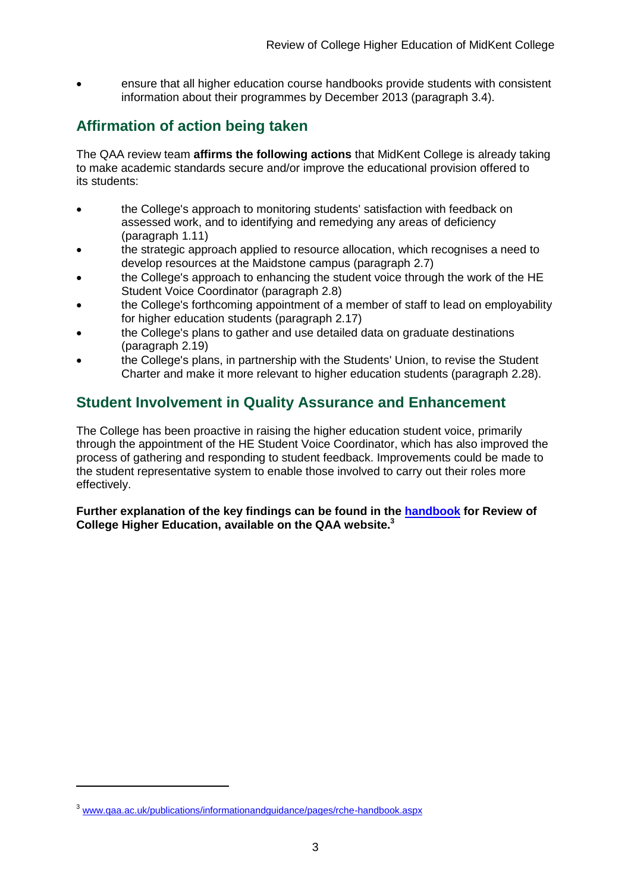- ensure that all higher education course handbooks provide students with consistent information about their programmes by December 2013 (paragraph 3.4).

## Affirmation of action being taken

The QAA review team **affirms the following actions** that MidKent College is already taking to make academic standards secure and/or improve the educational provision offered to its students:

- the College's approach to monitoring students' satisfaction with feedback on assessed work, and to identifying and remedying any areas of deficiency (paragraph 1.11)
- the strategic approach applied to resource allocation, which recognises a need to develop resources at the Maidstone campus (paragraph 2.7)
- the College's approach to enhancing the student voice through the work of the HE Student Voice Coordinator (paragraph 2.8)
- the College's forthcoming appointment of a member of staff to lead on employability for higher education students (paragraph 2.17)
- the College's plans to gather and use detailed data on graduate destinations (paragraph 2.19)
- the College's plans, in partnership with the Students' Union, to revise the Student Charter and make it more relevant to higher education students (paragraph 2.28).

## Student Involvement in Quality Assurance and Enhancement

The College has been proactive in raising the higher education student voice, primarily through the appointment of the HE Student Voice Coordinator, which has also improved the process of gathering and responding to student feedback. Improvements could be made to the student representative system to enable those involved to carry out their roles more effectively.

**Further explanation of the key findings can be found in the handbook for Review of College Higher Education, available on the QAA website.[3]**

[3] www.qaa.ac.uk/publications/informationandguidance/pages/rche-handbook.aspx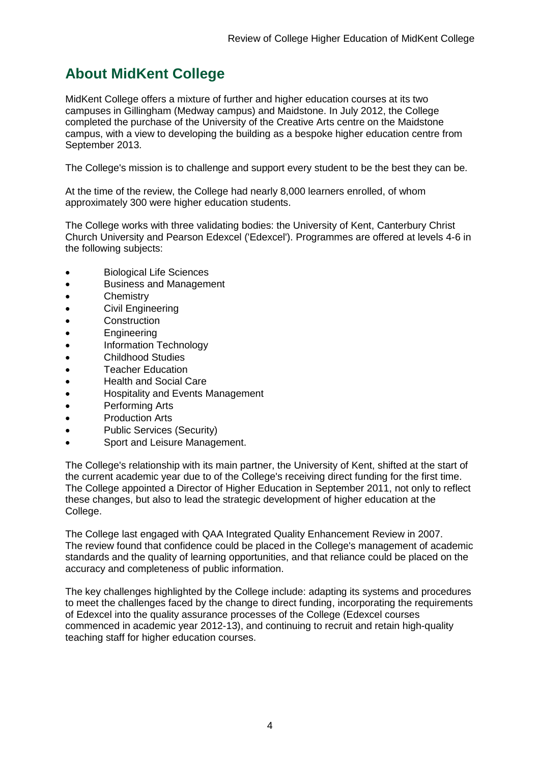## About MidKent College

MidKent College offers a mixture of further and higher education courses at its two campuses in Gillingham (Medway campus) and Maidstone. In July 2012, the College completed the purchase of the University of the Creative Arts centre on the Maidstone campus, with a view to developing the building as a bespoke higher education centre from September 2013.

The College's mission is to challenge and support every student to be the best they can be.

At the time of the review, the College had nearly 8,000 learners enrolled, of whom approximately 300 were higher education students.

The College works with three validating bodies: the University of Kent, Canterbury Christ Church University and Pearson Edexcel ('Edexcel'). Programmes are offered at levels 4-6 in the following subjects:

- Biological Life Sciences
- Business and Management
- Chemistry
- Civil Engineering
- Construction
- Engineering
- Information Technology
- Childhood Studies
- Teacher Education
- Health and Social Care
- Hospitality and Events Management
- Performing Arts
- Production Arts
- Public Services (Security)
- Sport and Leisure Management.

The College's relationship with its main partner, the University of Kent, shifted at the start of the current academic year due to of the College's receiving direct funding for the first time. The College appointed a Director of Higher Education in September 2011, not only to reflect these changes, but also to lead the strategic development of higher education at the College.

The College last engaged with QAA Integrated Quality Enhancement Review in 2007. The review found that confidence could be placed in the College's management of academic standards and the quality of learning opportunities, and that reliance could be placed on the accuracy and completeness of public information.

The key challenges highlighted by the College include: adapting its systems and procedures to meet the challenges faced by the change to direct funding, incorporating the requirements of Edexcel into the quality assurance processes of the College (Edexcel courses commenced in academic year 2012-13), and continuing to recruit and retain high-quality teaching staff for higher education courses.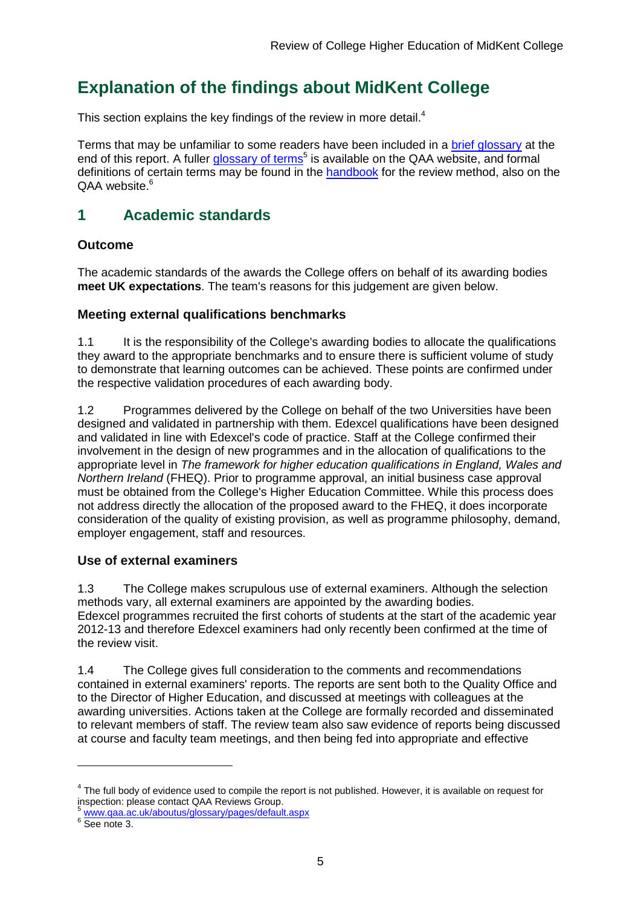# Explanation of the findings about MidKent College

This section explains the key findings of the review in more detail.[4]

Terms that may be unfamiliar to some readers have been included in a brief glossary at the end of this report. A fuller glossary of terms[5] is available on the QAA website, and formal definitions of certain terms may be found in the handbook for the review method, also on the QAA website.[6]

## 1 Academic standards

### Outcome

The academic standards of the awards the College offers on behalf of its awarding bodies **meet UK expectations**. The team's reasons for this judgement are given below.

### Meeting external qualifications benchmarks

1.1 It is the responsibility of the College's awarding bodies to allocate the qualifications they award to the appropriate benchmarks and to ensure there is sufficient volume of study to demonstrate that learning outcomes can be achieved. These points are confirmed under the respective validation procedures of each awarding body.

1.2 Programmes delivered by the College on behalf of the two Universities have been designed and validated in partnership with them. Edexcel qualifications have been designed and validated in line with Edexcel's code of practice. Staff at the College confirmed their involvement in the design of new programmes and in the allocation of qualifications to the appropriate level in *The framework for higher education qualifications in England, Wales and Northern Ireland* (FHEQ). Prior to programme approval, an initial business case approval must be obtained from the College's Higher Education Committee. While this process does not address directly the allocation of the proposed award to the FHEQ, it does incorporate consideration of the quality of existing provision, as well as programme philosophy, demand, employer engagement, staff and resources.

### Use of external examiners

1.3 The College makes scrupulous use of external examiners. Although the selection methods vary, all external examiners are appointed by the awarding bodies. Edexcel programmes recruited the first cohorts of students at the start of the academic year 2012-13 and therefore Edexcel examiners had only recently been confirmed at the time of the review visit.

1.4 The College gives full consideration to the comments and recommendations contained in external examiners' reports. The reports are sent both to the Quality Office and to the Director of Higher Education, and discussed at meetings with colleagues at the awarding universities. Actions taken at the College are formally recorded and disseminated to relevant members of staff. The review team also saw evidence of reports being discussed at course and faculty team meetings, and then being fed into appropriate and effective

---

[4] The full body of evidence used to compile the report is not published. However, it is available on request for inspection: please contact QAA Reviews Group.

[5] www.qaa.ac.uk/aboutus/glossary/pages/default.aspx

[6] See note 3.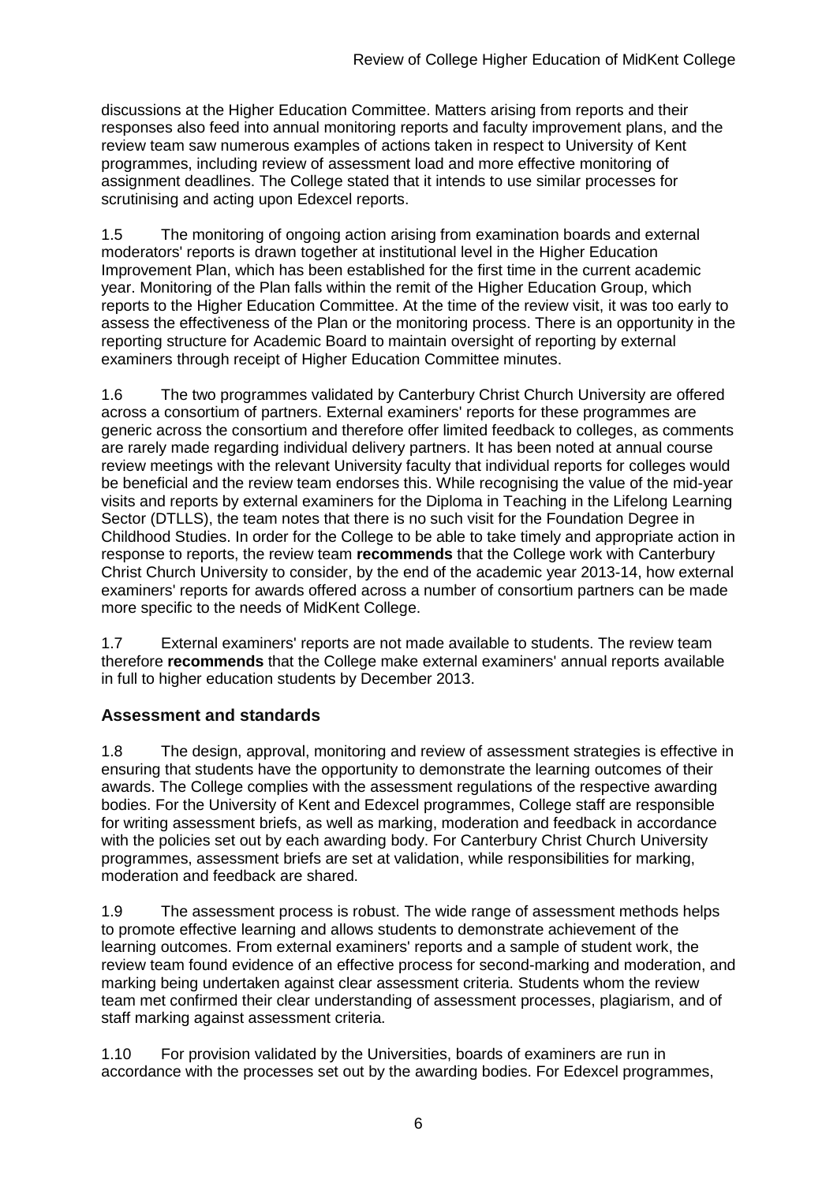discussions at the Higher Education Committee. Matters arising from reports and their responses also feed into annual monitoring reports and faculty improvement plans, and the review team saw numerous examples of actions taken in respect to University of Kent programmes, including review of assessment load and more effective monitoring of assignment deadlines. The College stated that it intends to use similar processes for scrutinising and acting upon Edexcel reports.

1.5 The monitoring of ongoing action arising from examination boards and external moderators' reports is drawn together at institutional level in the Higher Education Improvement Plan, which has been established for the first time in the current academic year. Monitoring of the Plan falls within the remit of the Higher Education Group, which reports to the Higher Education Committee. At the time of the review visit, it was too early to assess the effectiveness of the Plan or the monitoring process. There is an opportunity in the reporting structure for Academic Board to maintain oversight of reporting by external examiners through receipt of Higher Education Committee minutes.

1.6 The two programmes validated by Canterbury Christ Church University are offered across a consortium of partners. External examiners' reports for these programmes are generic across the consortium and therefore offer limited feedback to colleges, as comments are rarely made regarding individual delivery partners. It has been noted at annual course review meetings with the relevant University faculty that individual reports for colleges would be beneficial and the review team endorses this. While recognising the value of the mid-year visits and reports by external examiners for the Diploma in Teaching in the Lifelong Learning Sector (DTLLS), the team notes that there is no such visit for the Foundation Degree in Childhood Studies. In order for the College to be able to take timely and appropriate action in response to reports, the review team **recommends** that the College work with Canterbury Christ Church University to consider, by the end of the academic year 2013-14, how external examiners' reports for awards offered across a number of consortium partners can be made more specific to the needs of MidKent College.

1.7 External examiners' reports are not made available to students. The review team therefore **recommends** that the College make external examiners' annual reports available in full to higher education students by December 2013.

## Assessment and standards

1.8 The design, approval, monitoring and review of assessment strategies is effective in ensuring that students have the opportunity to demonstrate the learning outcomes of their awards. The College complies with the assessment regulations of the respective awarding bodies. For the University of Kent and Edexcel programmes, College staff are responsible for writing assessment briefs, as well as marking, moderation and feedback in accordance with the policies set out by each awarding body. For Canterbury Christ Church University programmes, assessment briefs are set at validation, while responsibilities for marking, moderation and feedback are shared.

1.9 The assessment process is robust. The wide range of assessment methods helps to promote effective learning and allows students to demonstrate achievement of the learning outcomes. From external examiners' reports and a sample of student work, the review team found evidence of an effective process for second-marking and moderation, and marking being undertaken against clear assessment criteria. Students whom the review team met confirmed their clear understanding of assessment processes, plagiarism, and of staff marking against assessment criteria.

1.10 For provision validated by the Universities, boards of examiners are run in accordance with the processes set out by the awarding bodies. For Edexcel programmes,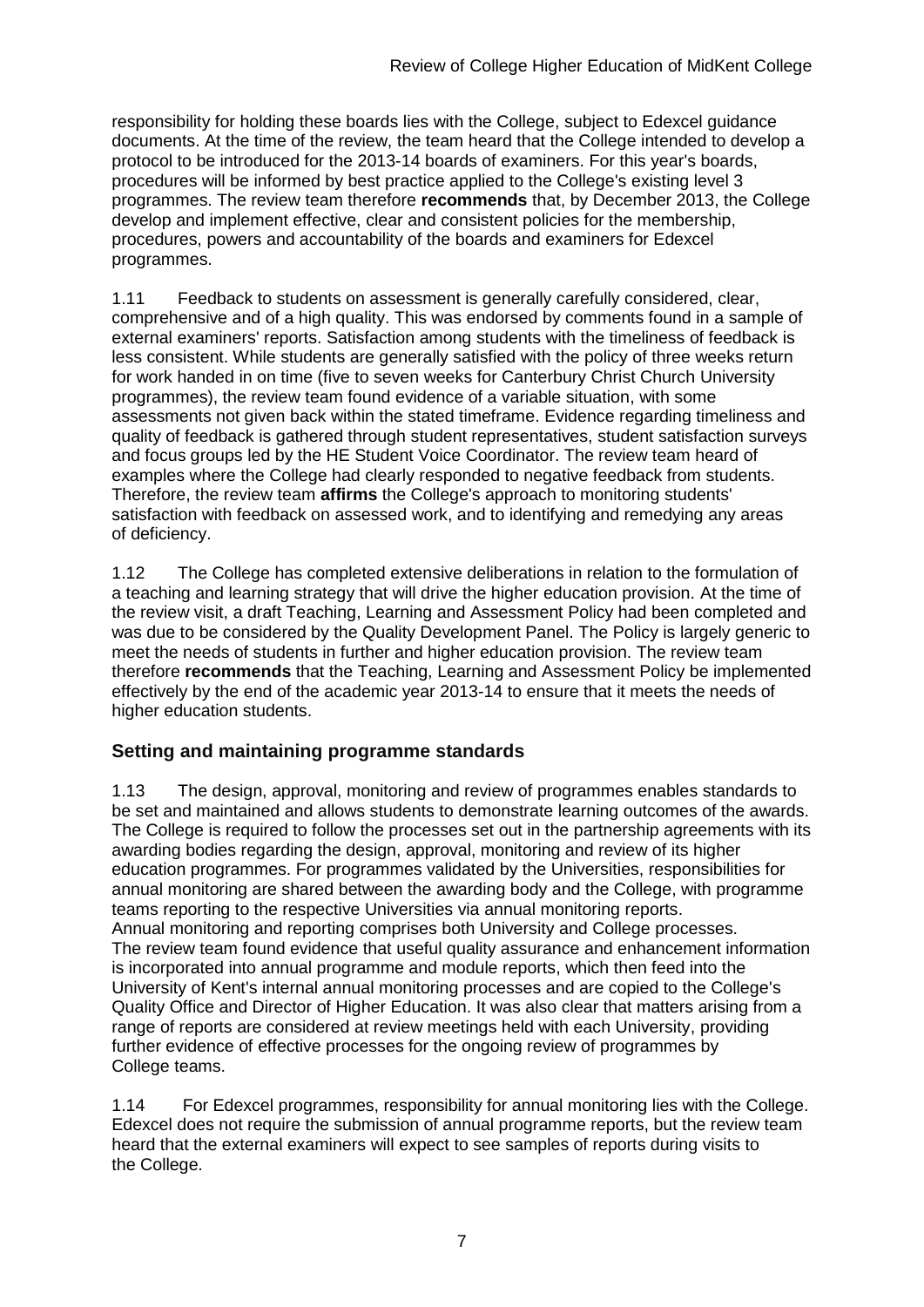responsibility for holding these boards lies with the College, subject to Edexcel guidance documents. At the time of the review, the team heard that the College intended to develop a protocol to be introduced for the 2013-14 boards of examiners. For this year's boards, procedures will be informed by best practice applied to the College's existing level 3 programmes. The review team therefore **recommends** that, by December 2013, the College develop and implement effective, clear and consistent policies for the membership, procedures, powers and accountability of the boards and examiners for Edexcel programmes.

1.11 Feedback to students on assessment is generally carefully considered, clear, comprehensive and of a high quality. This was endorsed by comments found in a sample of external examiners' reports. Satisfaction among students with the timeliness of feedback is less consistent. While students are generally satisfied with the policy of three weeks return for work handed in on time (five to seven weeks for Canterbury Christ Church University programmes), the review team found evidence of a variable situation, with some assessments not given back within the stated timeframe. Evidence regarding timeliness and quality of feedback is gathered through student representatives, student satisfaction surveys and focus groups led by the HE Student Voice Coordinator. The review team heard of examples where the College had clearly responded to negative feedback from students. Therefore, the review team **affirms** the College's approach to monitoring students' satisfaction with feedback on assessed work, and to identifying and remedying any areas of deficiency.

1.12 The College has completed extensive deliberations in relation to the formulation of a teaching and learning strategy that will drive the higher education provision. At the time of the review visit, a draft Teaching, Learning and Assessment Policy had been completed and was due to be considered by the Quality Development Panel. The Policy is largely generic to meet the needs of students in further and higher education provision. The review team therefore **recommends** that the Teaching, Learning and Assessment Policy be implemented effectively by the end of the academic year 2013-14 to ensure that it meets the needs of higher education students.

## Setting and maintaining programme standards

1.13 The design, approval, monitoring and review of programmes enables standards to be set and maintained and allows students to demonstrate learning outcomes of the awards. The College is required to follow the processes set out in the partnership agreements with its awarding bodies regarding the design, approval, monitoring and review of its higher education programmes. For programmes validated by the Universities, responsibilities for annual monitoring are shared between the awarding body and the College, with programme teams reporting to the respective Universities via annual monitoring reports. Annual monitoring and reporting comprises both University and College processes. The review team found evidence that useful quality assurance and enhancement information is incorporated into annual programme and module reports, which then feed into the University of Kent's internal annual monitoring processes and are copied to the College's Quality Office and Director of Higher Education. It was also clear that matters arising from a range of reports are considered at review meetings held with each University, providing further evidence of effective processes for the ongoing review of programmes by College teams.

1.14 For Edexcel programmes, responsibility for annual monitoring lies with the College. Edexcel does not require the submission of annual programme reports, but the review team heard that the external examiners will expect to see samples of reports during visits to the College.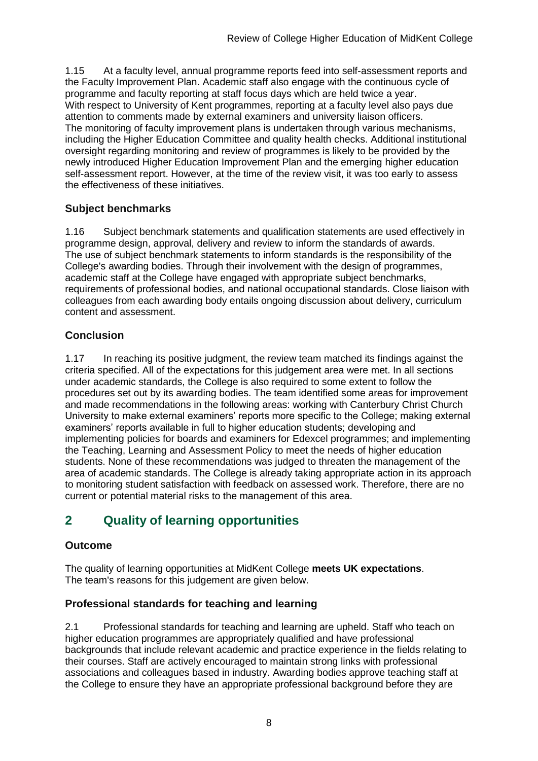1.15 At a faculty level, annual programme reports feed into self-assessment reports and the Faculty Improvement Plan. Academic staff also engage with the continuous cycle of programme and faculty reporting at staff focus days which are held twice a year. With respect to University of Kent programmes, reporting at a faculty level also pays due attention to comments made by external examiners and university liaison officers. The monitoring of faculty improvement plans is undertaken through various mechanisms, including the Higher Education Committee and quality health checks. Additional institutional oversight regarding monitoring and review of programmes is likely to be provided by the newly introduced Higher Education Improvement Plan and the emerging higher education self-assessment report. However, at the time of the review visit, it was too early to assess the effectiveness of these initiatives.

### Subject benchmarks

1.16 Subject benchmark statements and qualification statements are used effectively in programme design, approval, delivery and review to inform the standards of awards. The use of subject benchmark statements to inform standards is the responsibility of the College's awarding bodies. Through their involvement with the design of programmes, academic staff at the College have engaged with appropriate subject benchmarks, requirements of professional bodies, and national occupational standards. Close liaison with colleagues from each awarding body entails ongoing discussion about delivery, curriculum content and assessment.

### Conclusion

1.17 In reaching its positive judgment, the review team matched its findings against the criteria specified. All of the expectations for this judgement area were met. In all sections under academic standards, the College is also required to some extent to follow the procedures set out by its awarding bodies. The team identified some areas for improvement and made recommendations in the following areas: working with Canterbury Christ Church University to make external examiners' reports more specific to the College; making external examiners' reports available in full to higher education students; developing and implementing policies for boards and examiners for Edexcel programmes; and implementing the Teaching, Learning and Assessment Policy to meet the needs of higher education students. None of these recommendations was judged to threaten the management of the area of academic standards. The College is already taking appropriate action in its approach to monitoring student satisfaction with feedback on assessed work. Therefore, there are no current or potential material risks to the management of this area.

## 2 Quality of learning opportunities

### Outcome

The quality of learning opportunities at MidKent College **meets UK expectations**. The team's reasons for this judgement are given below.

### Professional standards for teaching and learning

2.1 Professional standards for teaching and learning are upheld. Staff who teach on higher education programmes are appropriately qualified and have professional backgrounds that include relevant academic and practice experience in the fields relating to their courses. Staff are actively encouraged to maintain strong links with professional associations and colleagues based in industry. Awarding bodies approve teaching staff at the College to ensure they have an appropriate professional background before they are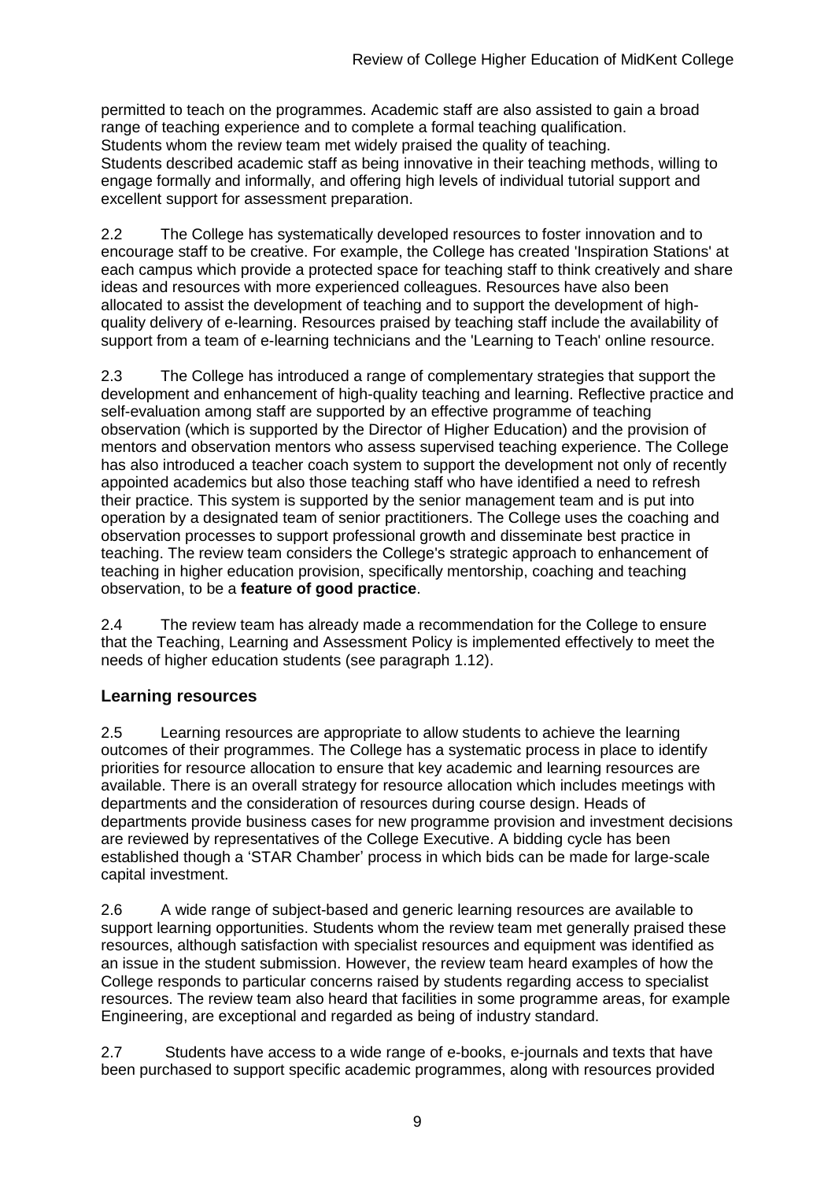permitted to teach on the programmes. Academic staff are also assisted to gain a broad range of teaching experience and to complete a formal teaching qualification. Students whom the review team met widely praised the quality of teaching. Students described academic staff as being innovative in their teaching methods, willing to engage formally and informally, and offering high levels of individual tutorial support and excellent support for assessment preparation.

2.2 The College has systematically developed resources to foster innovation and to encourage staff to be creative. For example, the College has created 'Inspiration Stations' at each campus which provide a protected space for teaching staff to think creatively and share ideas and resources with more experienced colleagues. Resources have also been allocated to assist the development of teaching and to support the development of high-quality delivery of e-learning. Resources praised by teaching staff include the availability of support from a team of e-learning technicians and the 'Learning to Teach' online resource.

2.3 The College has introduced a range of complementary strategies that support the development and enhancement of high-quality teaching and learning. Reflective practice and self-evaluation among staff are supported by an effective programme of teaching observation (which is supported by the Director of Higher Education) and the provision of mentors and observation mentors who assess supervised teaching experience. The College has also introduced a teacher coach system to support the development not only of recently appointed academics but also those teaching staff who have identified a need to refresh their practice. This system is supported by the senior management team and is put into operation by a designated team of senior practitioners. The College uses the coaching and observation processes to support professional growth and disseminate best practice in teaching. The review team considers the College's strategic approach to enhancement of teaching in higher education provision, specifically mentorship, coaching and teaching observation, to be a **feature of good practice**.

2.4 The review team has already made a recommendation for the College to ensure that the Teaching, Learning and Assessment Policy is implemented effectively to meet the needs of higher education students (see paragraph 1.12).

## Learning resources

2.5 Learning resources are appropriate to allow students to achieve the learning outcomes of their programmes. The College has a systematic process in place to identify priorities for resource allocation to ensure that key academic and learning resources are available. There is an overall strategy for resource allocation which includes meetings with departments and the consideration of resources during course design. Heads of departments provide business cases for new programme provision and investment decisions are reviewed by representatives of the College Executive. A bidding cycle has been established though a 'STAR Chamber' process in which bids can be made for large-scale capital investment.

2.6 A wide range of subject-based and generic learning resources are available to support learning opportunities. Students whom the review team met generally praised these resources, although satisfaction with specialist resources and equipment was identified as an issue in the student submission. However, the review team heard examples of how the College responds to particular concerns raised by students regarding access to specialist resources. The review team also heard that facilities in some programme areas, for example Engineering, are exceptional and regarded as being of industry standard.

2.7 Students have access to a wide range of e-books, e-journals and texts that have been purchased to support specific academic programmes, along with resources provided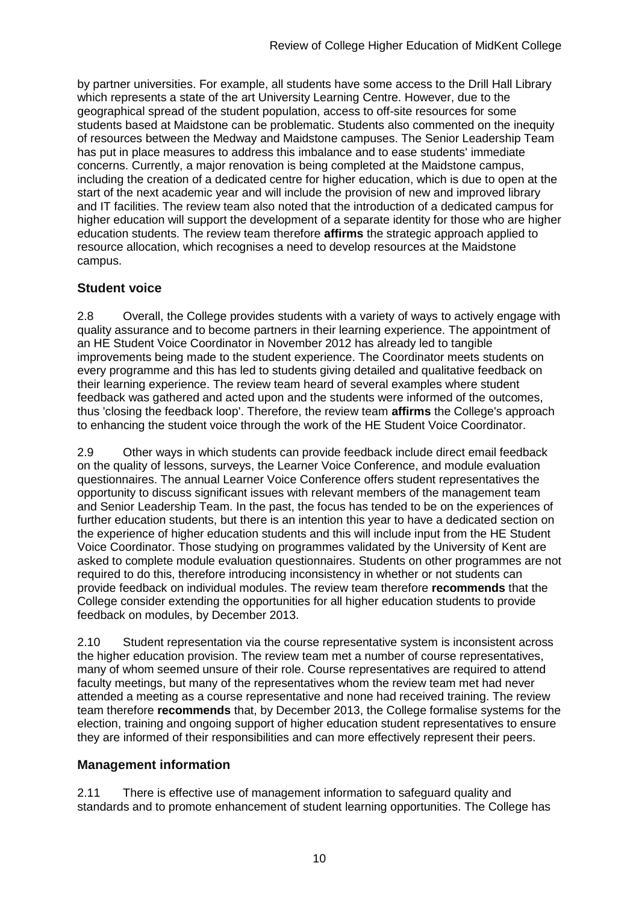by partner universities. For example, all students have some access to the Drill Hall Library which represents a state of the art University Learning Centre. However, due to the geographical spread of the student population, access to off-site resources for some students based at Maidstone can be problematic. Students also commented on the inequity of resources between the Medway and Maidstone campuses. The Senior Leadership Team has put in place measures to address this imbalance and to ease students' immediate concerns. Currently, a major renovation is being completed at the Maidstone campus, including the creation of a dedicated centre for higher education, which is due to open at the start of the next academic year and will include the provision of new and improved library and IT facilities. The review team also noted that the introduction of a dedicated campus for higher education will support the development of a separate identity for those who are higher education students. The review team therefore **affirms** the strategic approach applied to resource allocation, which recognises a need to develop resources at the Maidstone campus.

## Student voice

2.8 Overall, the College provides students with a variety of ways to actively engage with quality assurance and to become partners in their learning experience. The appointment of an HE Student Voice Coordinator in November 2012 has already led to tangible improvements being made to the student experience. The Coordinator meets students on every programme and this has led to students giving detailed and qualitative feedback on their learning experience. The review team heard of several examples where student feedback was gathered and acted upon and the students were informed of the outcomes, thus 'closing the feedback loop'. Therefore, the review team **affirms** the College's approach to enhancing the student voice through the work of the HE Student Voice Coordinator.

2.9 Other ways in which students can provide feedback include direct email feedback on the quality of lessons, surveys, the Learner Voice Conference, and module evaluation questionnaires. The annual Learner Voice Conference offers student representatives the opportunity to discuss significant issues with relevant members of the management team and Senior Leadership Team. In the past, the focus has tended to be on the experiences of further education students, but there is an intention this year to have a dedicated section on the experience of higher education students and this will include input from the HE Student Voice Coordinator. Those studying on programmes validated by the University of Kent are asked to complete module evaluation questionnaires. Students on other programmes are not required to do this, therefore introducing inconsistency in whether or not students can provide feedback on individual modules. The review team therefore **recommends** that the College consider extending the opportunities for all higher education students to provide feedback on modules, by December 2013.

2.10 Student representation via the course representative system is inconsistent across the higher education provision. The review team met a number of course representatives, many of whom seemed unsure of their role. Course representatives are required to attend faculty meetings, but many of the representatives whom the review team met had never attended a meeting as a course representative and none had received training. The review team therefore **recommends** that, by December 2013, the College formalise systems for the election, training and ongoing support of higher education student representatives to ensure they are informed of their responsibilities and can more effectively represent their peers.

## Management information

2.11 There is effective use of management information to safeguard quality and standards and to promote enhancement of student learning opportunities. The College has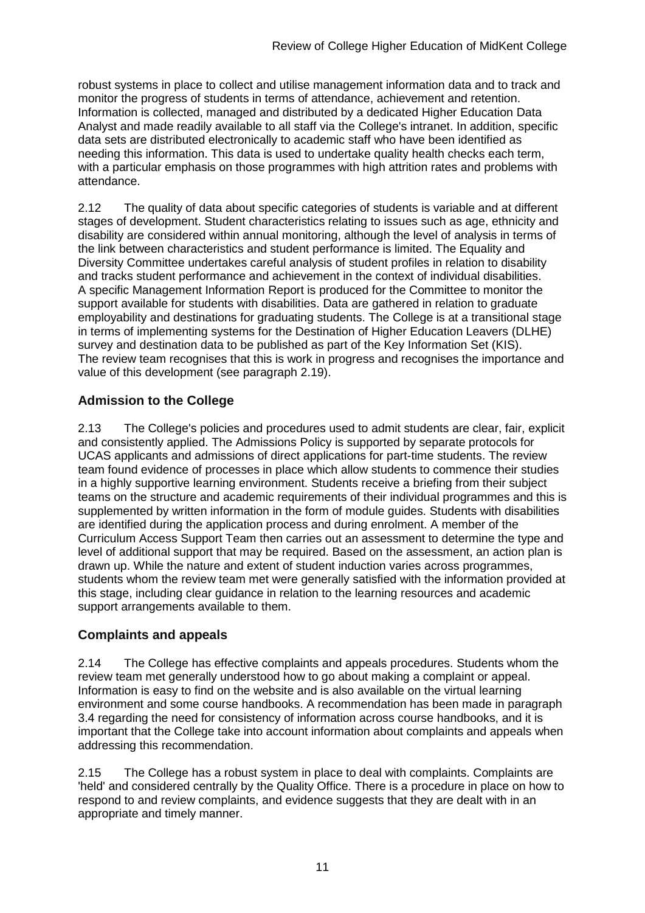robust systems in place to collect and utilise management information data and to track and monitor the progress of students in terms of attendance, achievement and retention. Information is collected, managed and distributed by a dedicated Higher Education Data Analyst and made readily available to all staff via the College's intranet. In addition, specific data sets are distributed electronically to academic staff who have been identified as needing this information. This data is used to undertake quality health checks each term, with a particular emphasis on those programmes with high attrition rates and problems with attendance.

2.12 The quality of data about specific categories of students is variable and at different stages of development. Student characteristics relating to issues such as age, ethnicity and disability are considered within annual monitoring, although the level of analysis in terms of the link between characteristics and student performance is limited. The Equality and Diversity Committee undertakes careful analysis of student profiles in relation to disability and tracks student performance and achievement in the context of individual disabilities. A specific Management Information Report is produced for the Committee to monitor the support available for students with disabilities. Data are gathered in relation to graduate employability and destinations for graduating students. The College is at a transitional stage in terms of implementing systems for the Destination of Higher Education Leavers (DLHE) survey and destination data to be published as part of the Key Information Set (KIS). The review team recognises that this is work in progress and recognises the importance and value of this development (see paragraph 2.19).

## Admission to the College

2.13 The College's policies and procedures used to admit students are clear, fair, explicit and consistently applied. The Admissions Policy is supported by separate protocols for UCAS applicants and admissions of direct applications for part-time students. The review team found evidence of processes in place which allow students to commence their studies in a highly supportive learning environment. Students receive a briefing from their subject teams on the structure and academic requirements of their individual programmes and this is supplemented by written information in the form of module guides. Students with disabilities are identified during the application process and during enrolment. A member of the Curriculum Access Support Team then carries out an assessment to determine the type and level of additional support that may be required. Based on the assessment, an action plan is drawn up. While the nature and extent of student induction varies across programmes, students whom the review team met were generally satisfied with the information provided at this stage, including clear guidance in relation to the learning resources and academic support arrangements available to them.

## Complaints and appeals

2.14 The College has effective complaints and appeals procedures. Students whom the review team met generally understood how to go about making a complaint or appeal. Information is easy to find on the website and is also available on the virtual learning environment and some course handbooks. A recommendation has been made in paragraph 3.4 regarding the need for consistency of information across course handbooks, and it is important that the College take into account information about complaints and appeals when addressing this recommendation.

2.15 The College has a robust system in place to deal with complaints. Complaints are 'held' and considered centrally by the Quality Office. There is a procedure in place on how to respond to and review complaints, and evidence suggests that they are dealt with in an appropriate and timely manner.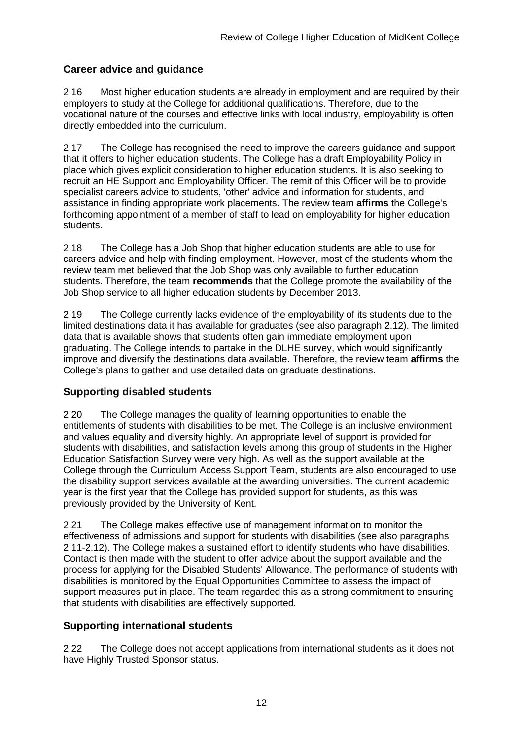## Career advice and guidance

2.16 Most higher education students are already in employment and are required by their employers to study at the College for additional qualifications. Therefore, due to the vocational nature of the courses and effective links with local industry, employability is often directly embedded into the curriculum.

2.17 The College has recognised the need to improve the careers guidance and support that it offers to higher education students. The College has a draft Employability Policy in place which gives explicit consideration to higher education students. It is also seeking to recruit an HE Support and Employability Officer. The remit of this Officer will be to provide specialist careers advice to students, 'other' advice and information for students, and assistance in finding appropriate work placements. The review team **affirms** the College's forthcoming appointment of a member of staff to lead on employability for higher education students.

2.18 The College has a Job Shop that higher education students are able to use for careers advice and help with finding employment. However, most of the students whom the review team met believed that the Job Shop was only available to further education students. Therefore, the team **recommends** that the College promote the availability of the Job Shop service to all higher education students by December 2013.

2.19 The College currently lacks evidence of the employability of its students due to the limited destinations data it has available for graduates (see also paragraph 2.12). The limited data that is available shows that students often gain immediate employment upon graduating. The College intends to partake in the DLHE survey, which would significantly improve and diversify the destinations data available. Therefore, the review team **affirms** the College's plans to gather and use detailed data on graduate destinations.

## Supporting disabled students

2.20 The College manages the quality of learning opportunities to enable the entitlements of students with disabilities to be met. The College is an inclusive environment and values equality and diversity highly. An appropriate level of support is provided for students with disabilities, and satisfaction levels among this group of students in the Higher Education Satisfaction Survey were very high. As well as the support available at the College through the Curriculum Access Support Team, students are also encouraged to use the disability support services available at the awarding universities. The current academic year is the first year that the College has provided support for students, as this was previously provided by the University of Kent.

2.21 The College makes effective use of management information to monitor the effectiveness of admissions and support for students with disabilities (see also paragraphs 2.11-2.12). The College makes a sustained effort to identify students who have disabilities. Contact is then made with the student to offer advice about the support available and the process for applying for the Disabled Students' Allowance. The performance of students with disabilities is monitored by the Equal Opportunities Committee to assess the impact of support measures put in place. The team regarded this as a strong commitment to ensuring that students with disabilities are effectively supported.

## Supporting international students

2.22 The College does not accept applications from international students as it does not have Highly Trusted Sponsor status.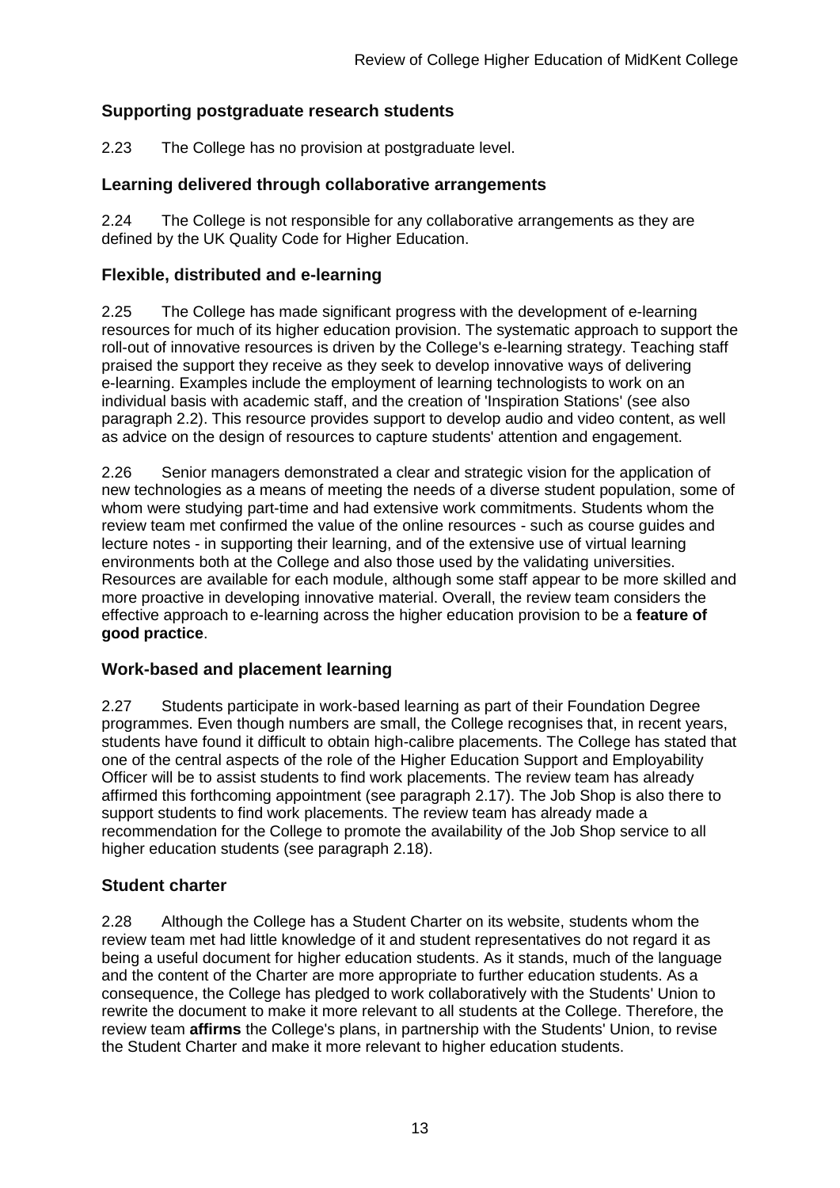### Supporting postgraduate research students

2.23 The College has no provision at postgraduate level.

### Learning delivered through collaborative arrangements

2.24 The College is not responsible for any collaborative arrangements as they are defined by the UK Quality Code for Higher Education.

### Flexible, distributed and e-learning

2.25 The College has made significant progress with the development of e-learning resources for much of its higher education provision. The systematic approach to support the roll-out of innovative resources is driven by the College's e-learning strategy. Teaching staff praised the support they receive as they seek to develop innovative ways of delivering e-learning. Examples include the employment of learning technologists to work on an individual basis with academic staff, and the creation of 'Inspiration Stations' (see also paragraph 2.2). This resource provides support to develop audio and video content, as well as advice on the design of resources to capture students' attention and engagement.

2.26 Senior managers demonstrated a clear and strategic vision for the application of new technologies as a means of meeting the needs of a diverse student population, some of whom were studying part-time and had extensive work commitments. Students whom the review team met confirmed the value of the online resources - such as course guides and lecture notes - in supporting their learning, and of the extensive use of virtual learning environments both at the College and also those used by the validating universities. Resources are available for each module, although some staff appear to be more skilled and more proactive in developing innovative material. Overall, the review team considers the effective approach to e-learning across the higher education provision to be a **feature of good practice**.

### Work-based and placement learning

2.27 Students participate in work-based learning as part of their Foundation Degree programmes. Even though numbers are small, the College recognises that, in recent years, students have found it difficult to obtain high-calibre placements. The College has stated that one of the central aspects of the role of the Higher Education Support and Employability Officer will be to assist students to find work placements. The review team has already affirmed this forthcoming appointment (see paragraph 2.17). The Job Shop is also there to support students to find work placements. The review team has already made a recommendation for the College to promote the availability of the Job Shop service to all higher education students (see paragraph 2.18).

### Student charter

2.28 Although the College has a Student Charter on its website, students whom the review team met had little knowledge of it and student representatives do not regard it as being a useful document for higher education students. As it stands, much of the language and the content of the Charter are more appropriate to further education students. As a consequence, the College has pledged to work collaboratively with the Students' Union to rewrite the document to make it more relevant to all students at the College. Therefore, the review team **affirms** the College's plans, in partnership with the Students' Union, to revise the Student Charter and make it more relevant to higher education students.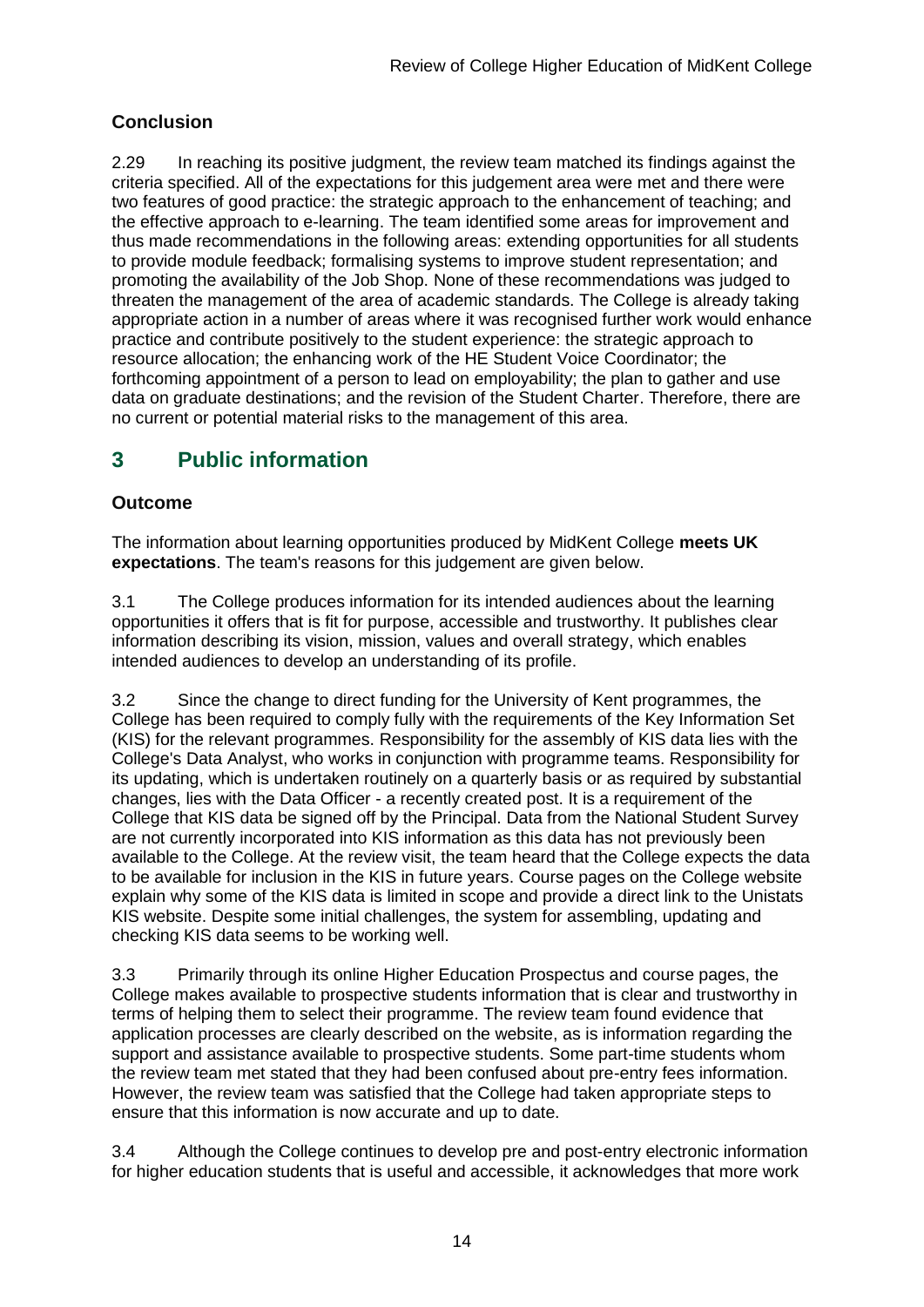### Conclusion

2.29 In reaching its positive judgment, the review team matched its findings against the criteria specified. All of the expectations for this judgement area were met and there were two features of good practice: the strategic approach to the enhancement of teaching; and the effective approach to e-learning. The team identified some areas for improvement and thus made recommendations in the following areas: extending opportunities for all students to provide module feedback; formalising systems to improve student representation; and promoting the availability of the Job Shop. None of these recommendations was judged to threaten the management of the area of academic standards. The College is already taking appropriate action in a number of areas where it was recognised further work would enhance practice and contribute positively to the student experience: the strategic approach to resource allocation; the enhancing work of the HE Student Voice Coordinator; the forthcoming appointment of a person to lead on employability; the plan to gather and use data on graduate destinations; and the revision of the Student Charter. Therefore, there are no current or potential material risks to the management of this area.

## 3 Public information

### Outcome

The information about learning opportunities produced by MidKent College **meets UK expectations**. The team's reasons for this judgement are given below.

3.1 The College produces information for its intended audiences about the learning opportunities it offers that is fit for purpose, accessible and trustworthy. It publishes clear information describing its vision, mission, values and overall strategy, which enables intended audiences to develop an understanding of its profile.

3.2 Since the change to direct funding for the University of Kent programmes, the College has been required to comply fully with the requirements of the Key Information Set (KIS) for the relevant programmes. Responsibility for the assembly of KIS data lies with the College's Data Analyst, who works in conjunction with programme teams. Responsibility for its updating, which is undertaken routinely on a quarterly basis or as required by substantial changes, lies with the Data Officer - a recently created post. It is a requirement of the College that KIS data be signed off by the Principal. Data from the National Student Survey are not currently incorporated into KIS information as this data has not previously been available to the College. At the review visit, the team heard that the College expects the data to be available for inclusion in the KIS in future years. Course pages on the College website explain why some of the KIS data is limited in scope and provide a direct link to the Unistats KIS website. Despite some initial challenges, the system for assembling, updating and checking KIS data seems to be working well.

3.3 Primarily through its online Higher Education Prospectus and course pages, the College makes available to prospective students information that is clear and trustworthy in terms of helping them to select their programme. The review team found evidence that application processes are clearly described on the website, as is information regarding the support and assistance available to prospective students. Some part-time students whom the review team met stated that they had been confused about pre-entry fees information. However, the review team was satisfied that the College had taken appropriate steps to ensure that this information is now accurate and up to date.

3.4 Although the College continues to develop pre and post-entry electronic information for higher education students that is useful and accessible, it acknowledges that more work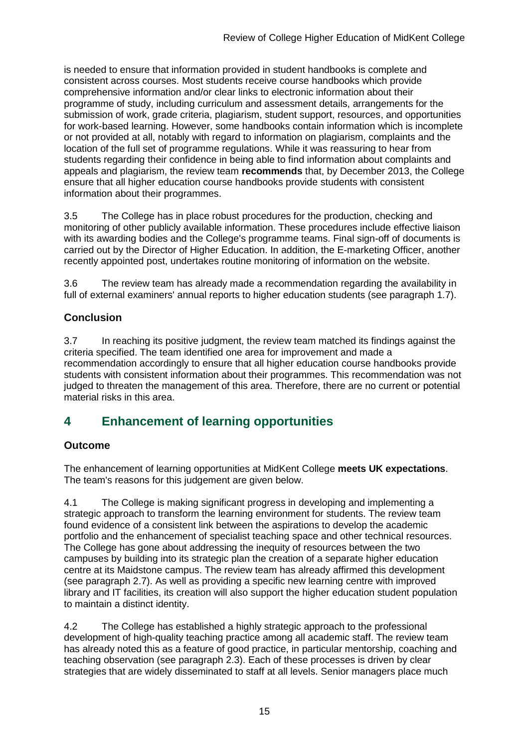is needed to ensure that information provided in student handbooks is complete and consistent across courses. Most students receive course handbooks which provide comprehensive information and/or clear links to electronic information about their programme of study, including curriculum and assessment details, arrangements for the submission of work, grade criteria, plagiarism, student support, resources, and opportunities for work-based learning. However, some handbooks contain information which is incomplete or not provided at all, notably with regard to information on plagiarism, complaints and the location of the full set of programme regulations. While it was reassuring to hear from students regarding their confidence in being able to find information about complaints and appeals and plagiarism, the review team **recommends** that, by December 2013, the College ensure that all higher education course handbooks provide students with consistent information about their programmes.

3.5 The College has in place robust procedures for the production, checking and monitoring of other publicly available information. These procedures include effective liaison with its awarding bodies and the College's programme teams. Final sign-off of documents is carried out by the Director of Higher Education. In addition, the E-marketing Officer, another recently appointed post, undertakes routine monitoring of information on the website.

3.6 The review team has already made a recommendation regarding the availability in full of external examiners' annual reports to higher education students (see paragraph 1.7).

### Conclusion

3.7 In reaching its positive judgment, the review team matched its findings against the criteria specified. The team identified one area for improvement and made a recommendation accordingly to ensure that all higher education course handbooks provide students with consistent information about their programmes. This recommendation was not judged to threaten the management of this area. Therefore, there are no current or potential material risks in this area.

## 4 Enhancement of learning opportunities

### Outcome

The enhancement of learning opportunities at MidKent College **meets UK expectations**. The team's reasons for this judgement are given below.

4.1 The College is making significant progress in developing and implementing a strategic approach to transform the learning environment for students. The review team found evidence of a consistent link between the aspirations to develop the academic portfolio and the enhancement of specialist teaching space and other technical resources. The College has gone about addressing the inequity of resources between the two campuses by building into its strategic plan the creation of a separate higher education centre at its Maidstone campus. The review team has already affirmed this development (see paragraph 2.7). As well as providing a specific new learning centre with improved library and IT facilities, its creation will also support the higher education student population to maintain a distinct identity.

4.2 The College has established a highly strategic approach to the professional development of high-quality teaching practice among all academic staff. The review team has already noted this as a feature of good practice, in particular mentorship, coaching and teaching observation (see paragraph 2.3). Each of these processes is driven by clear strategies that are widely disseminated to staff at all levels. Senior managers place much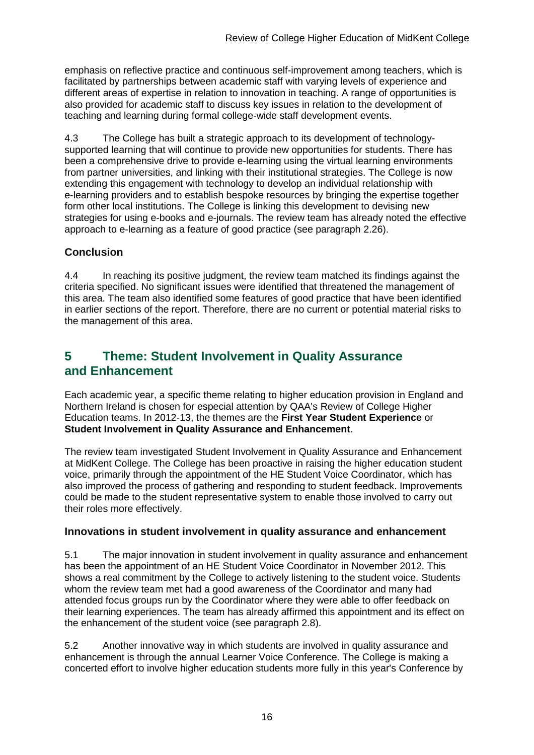emphasis on reflective practice and continuous self-improvement among teachers, which is facilitated by partnerships between academic staff with varying levels of experience and different areas of expertise in relation to innovation in teaching. A range of opportunities is also provided for academic staff to discuss key issues in relation to the development of teaching and learning during formal college-wide staff development events.

4.3 The College has built a strategic approach to its development of technology-supported learning that will continue to provide new opportunities for students. There has been a comprehensive drive to provide e-learning using the virtual learning environments from partner universities, and linking with their institutional strategies. The College is now extending this engagement with technology to develop an individual relationship with e-learning providers and to establish bespoke resources by bringing the expertise together form other local institutions. The College is linking this development to devising new strategies for using e-books and e-journals. The review team has already noted the effective approach to e-learning as a feature of good practice (see paragraph 2.26).

### Conclusion

4.4 In reaching its positive judgment, the review team matched its findings against the criteria specified. No significant issues were identified that threatened the management of this area. The team also identified some features of good practice that have been identified in earlier sections of the report. Therefore, there are no current or potential material risks to the management of this area.

## 5 Theme: Student Involvement in Quality Assurance and Enhancement

Each academic year, a specific theme relating to higher education provision in England and Northern Ireland is chosen for especial attention by QAA's Review of College Higher Education teams. In 2012-13, the themes are the **First Year Student Experience** or **Student Involvement in Quality Assurance and Enhancement**.

The review team investigated Student Involvement in Quality Assurance and Enhancement at MidKent College. The College has been proactive in raising the higher education student voice, primarily through the appointment of the HE Student Voice Coordinator, which has also improved the process of gathering and responding to student feedback. Improvements could be made to the student representative system to enable those involved to carry out their roles more effectively.

### Innovations in student involvement in quality assurance and enhancement

5.1 The major innovation in student involvement in quality assurance and enhancement has been the appointment of an HE Student Voice Coordinator in November 2012. This shows a real commitment by the College to actively listening to the student voice. Students whom the review team met had a good awareness of the Coordinator and many had attended focus groups run by the Coordinator where they were able to offer feedback on their learning experiences. The team has already affirmed this appointment and its effect on the enhancement of the student voice (see paragraph 2.8).

5.2 Another innovative way in which students are involved in quality assurance and enhancement is through the annual Learner Voice Conference. The College is making a concerted effort to involve higher education students more fully in this year's Conference by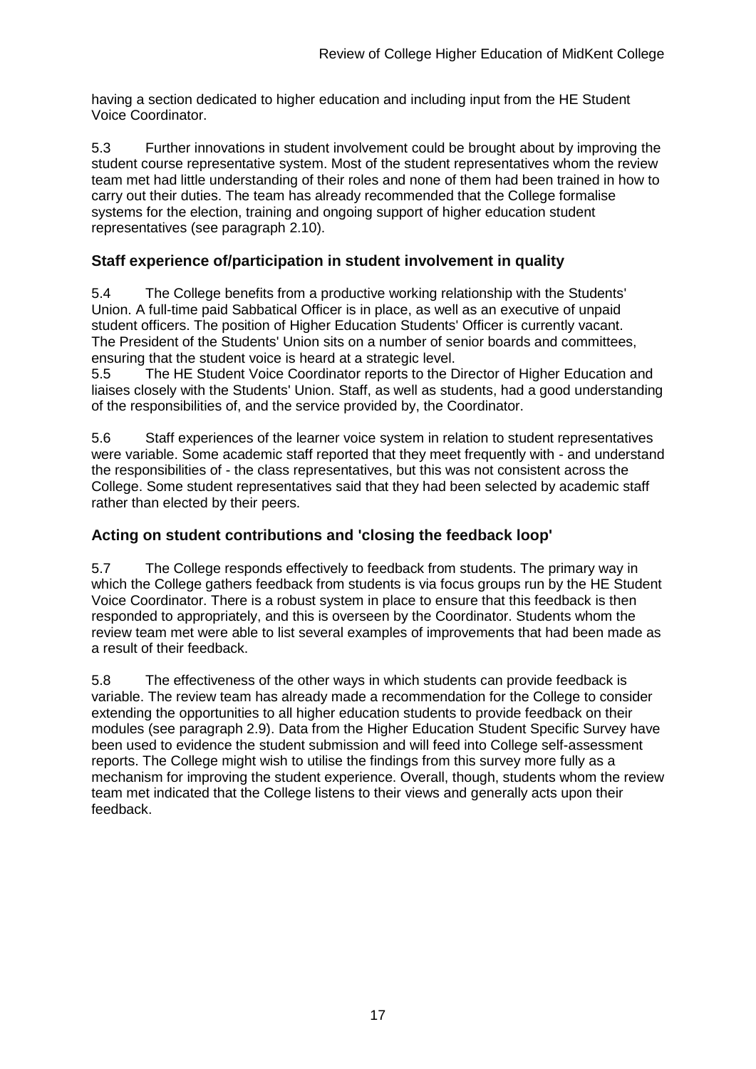having a section dedicated to higher education and including input from the HE Student Voice Coordinator.

5.3 Further innovations in student involvement could be brought about by improving the student course representative system. Most of the student representatives whom the review team met had little understanding of their roles and none of them had been trained in how to carry out their duties. The team has already recommended that the College formalise systems for the election, training and ongoing support of higher education student representatives (see paragraph 2.10).

## Staff experience of/participation in student involvement in quality

5.4 The College benefits from a productive working relationship with the Students' Union. A full-time paid Sabbatical Officer is in place, as well as an executive of unpaid student officers. The position of Higher Education Students' Officer is currently vacant. The President of the Students' Union sits on a number of senior boards and committees, ensuring that the student voice is heard at a strategic level.

5.5 The HE Student Voice Coordinator reports to the Director of Higher Education and liaises closely with the Students' Union. Staff, as well as students, had a good understanding of the responsibilities of, and the service provided by, the Coordinator.

5.6 Staff experiences of the learner voice system in relation to student representatives were variable. Some academic staff reported that they meet frequently with - and understand the responsibilities of - the class representatives, but this was not consistent across the College. Some student representatives said that they had been selected by academic staff rather than elected by their peers.

## Acting on student contributions and 'closing the feedback loop'

5.7 The College responds effectively to feedback from students. The primary way in which the College gathers feedback from students is via focus groups run by the HE Student Voice Coordinator. There is a robust system in place to ensure that this feedback is then responded to appropriately, and this is overseen by the Coordinator. Students whom the review team met were able to list several examples of improvements that had been made as a result of their feedback.

5.8 The effectiveness of the other ways in which students can provide feedback is variable. The review team has already made a recommendation for the College to consider extending the opportunities to all higher education students to provide feedback on their modules (see paragraph 2.9). Data from the Higher Education Student Specific Survey have been used to evidence the student submission and will feed into College self-assessment reports. The College might wish to utilise the findings from this survey more fully as a mechanism for improving the student experience. Overall, though, students whom the review team met indicated that the College listens to their views and generally acts upon their feedback.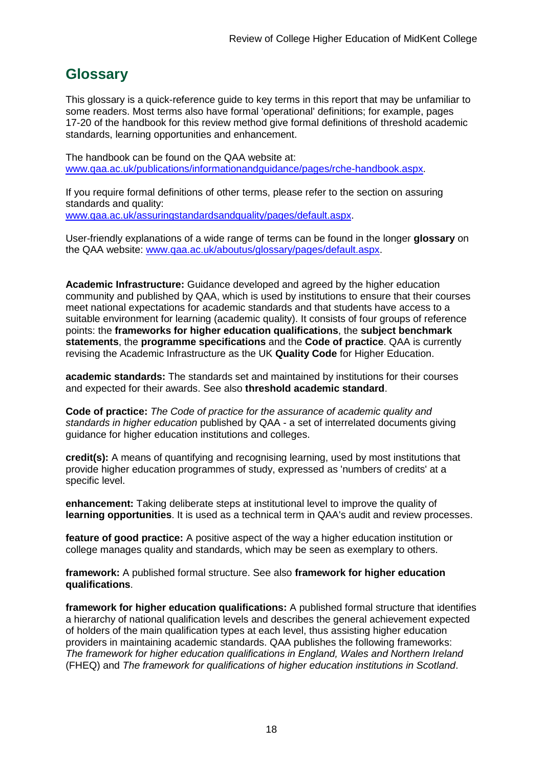## Glossary

This glossary is a quick-reference guide to key terms in this report that may be unfamiliar to some readers. Most terms also have formal 'operational' definitions; for example, pages 17-20 of the handbook for this review method give formal definitions of threshold academic standards, learning opportunities and enhancement.

The handbook can be found on the QAA website at:
[www.qaa.ac.uk/publications/informationandguidance/pages/rche-handbook.aspx](www.qaa.ac.uk/publications/informationandguidance/pages/rche-handbook.aspx).

If you require formal definitions of other terms, please refer to the section on assuring standards and quality:
[www.qaa.ac.uk/assuringstandardsandquality/pages/default.aspx](www.qaa.ac.uk/assuringstandardsandquality/pages/default.aspx).

User-friendly explanations of a wide range of terms can be found in the longer **glossary** on the QAA website: [www.qaa.ac.uk/aboutus/glossary/pages/default.aspx](www.qaa.ac.uk/aboutus/glossary/pages/default.aspx).

**Academic Infrastructure:** Guidance developed and agreed by the higher education community and published by QAA, which is used by institutions to ensure that their courses meet national expectations for academic standards and that students have access to a suitable environment for learning (academic quality). It consists of four groups of reference points: the **frameworks for higher education qualifications**, the **subject benchmark statements**, the **programme specifications** and the **Code of practice**. QAA is currently revising the Academic Infrastructure as the UK **Quality Code** for Higher Education.

**academic standards:** The standards set and maintained by institutions for their courses and expected for their awards. See also **threshold academic standard**.

**Code of practice:** *The Code of practice for the assurance of academic quality and standards in higher education* published by QAA - a set of interrelated documents giving guidance for higher education institutions and colleges.

**credit(s):** A means of quantifying and recognising learning, used by most institutions that provide higher education programmes of study, expressed as 'numbers of credits' at a specific level.

**enhancement:** Taking deliberate steps at institutional level to improve the quality of **learning opportunities**. It is used as a technical term in QAA's audit and review processes.

**feature of good practice:** A positive aspect of the way a higher education institution or college manages quality and standards, which may be seen as exemplary to others.

**framework:** A published formal structure. See also **framework for higher education qualifications**.

**framework for higher education qualifications:** A published formal structure that identifies a hierarchy of national qualification levels and describes the general achievement expected of holders of the main qualification types at each level, thus assisting higher education providers in maintaining academic standards. QAA publishes the following frameworks: *The framework for higher education qualifications in England, Wales and Northern Ireland* (FHEQ) and *The framework for qualifications of higher education institutions in Scotland*.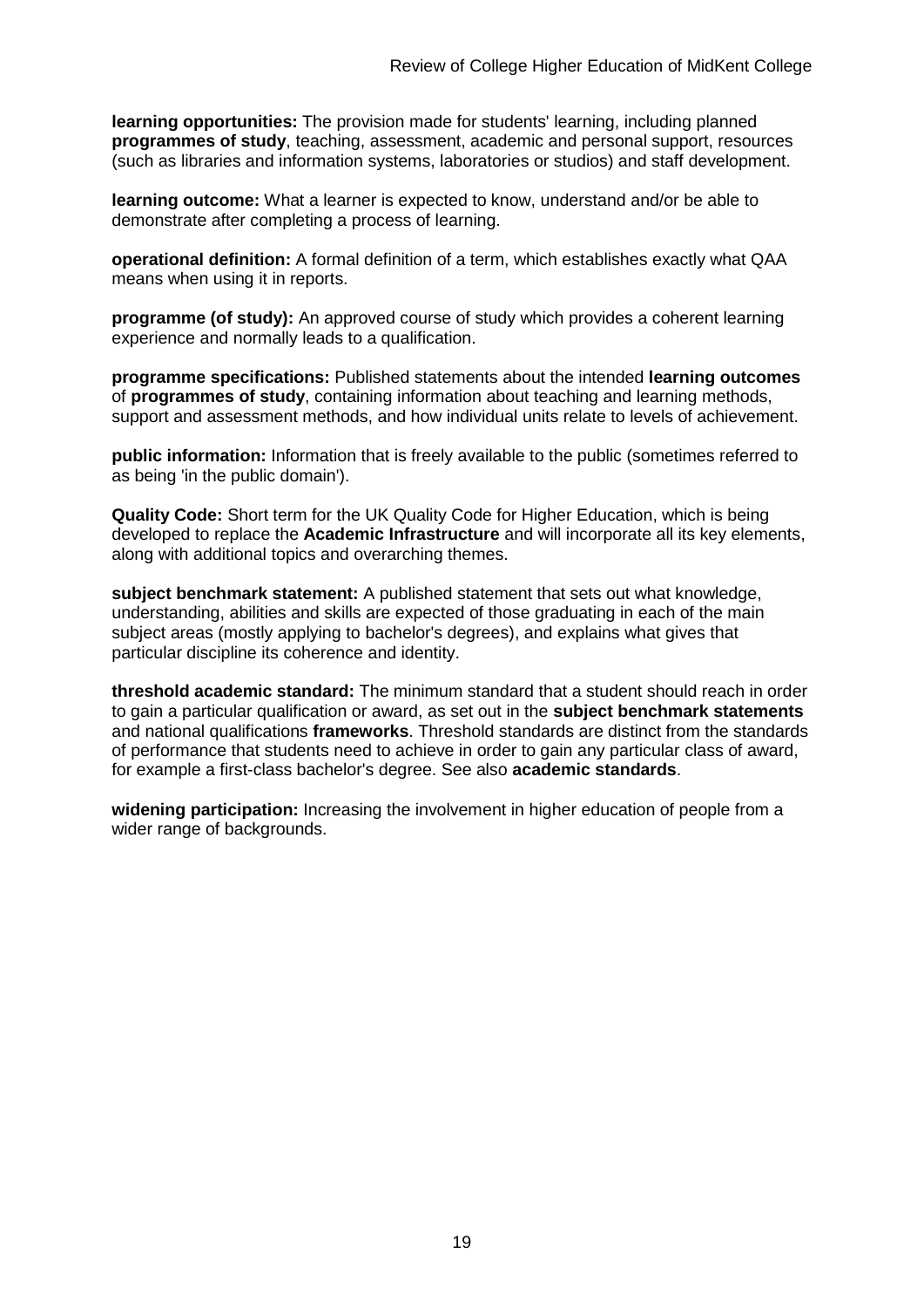**learning opportunities:** The provision made for students' learning, including planned **programmes of study**, teaching, assessment, academic and personal support, resources (such as libraries and information systems, laboratories or studios) and staff development.

**learning outcome:** What a learner is expected to know, understand and/or be able to demonstrate after completing a process of learning.

**operational definition:** A formal definition of a term, which establishes exactly what QAA means when using it in reports.

**programme (of study):** An approved course of study which provides a coherent learning experience and normally leads to a qualification.

**programme specifications:** Published statements about the intended **learning outcomes** of **programmes of study**, containing information about teaching and learning methods, support and assessment methods, and how individual units relate to levels of achievement.

**public information:** Information that is freely available to the public (sometimes referred to as being 'in the public domain').

**Quality Code:** Short term for the UK Quality Code for Higher Education, which is being developed to replace the **Academic Infrastructure** and will incorporate all its key elements, along with additional topics and overarching themes.

**subject benchmark statement:** A published statement that sets out what knowledge, understanding, abilities and skills are expected of those graduating in each of the main subject areas (mostly applying to bachelor's degrees), and explains what gives that particular discipline its coherence and identity.

**threshold academic standard:** The minimum standard that a student should reach in order to gain a particular qualification or award, as set out in the **subject benchmark statements** and national qualifications **frameworks**. Threshold standards are distinct from the standards of performance that students need to achieve in order to gain any particular class of award, for example a first-class bachelor's degree. See also **academic standards**.

**widening participation:** Increasing the involvement in higher education of people from a wider range of backgrounds.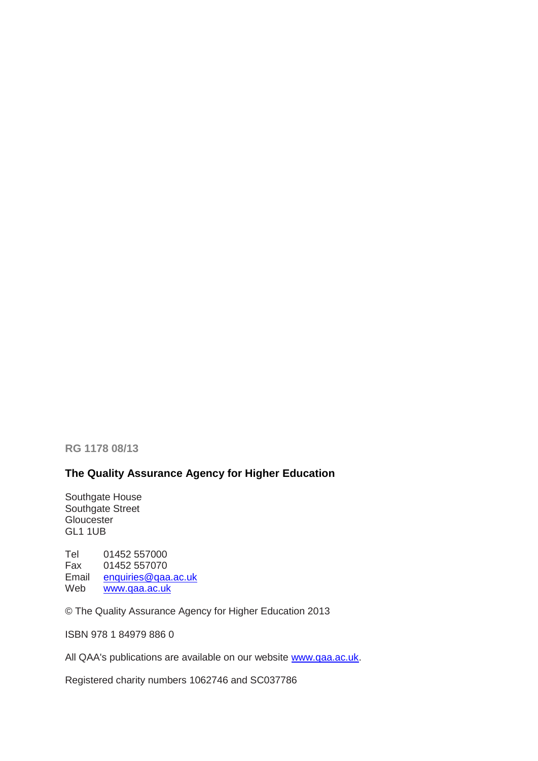**RG 1178 08/13**

**The Quality Assurance Agency for Higher Education**

Southgate House
Southgate Street
Gloucester
GL1 1UB

Tel 01452 557000
Fax 01452 557070
Email enquiries@qaa.ac.uk
Web www.qaa.ac.uk

© The Quality Assurance Agency for Higher Education 2013

ISBN 978 1 84979 886 0

All QAA's publications are available on our website www.qaa.ac.uk.

Registered charity numbers 1062746 and SC037786